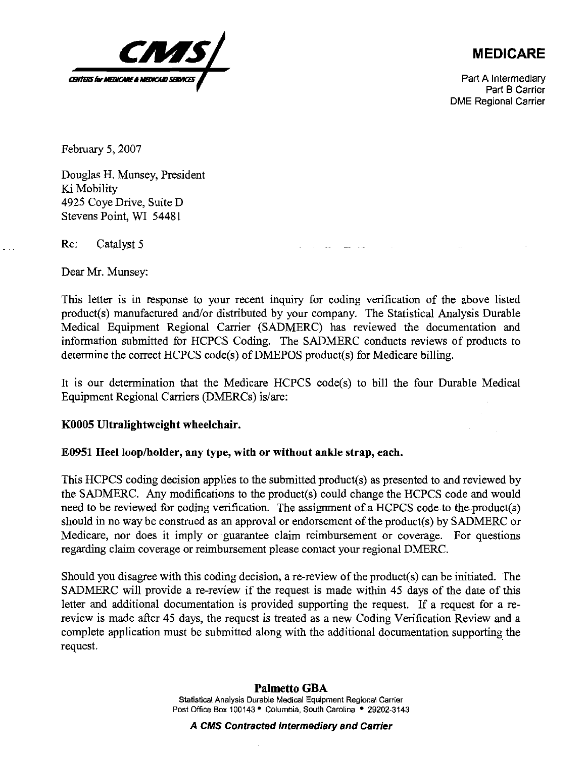**CMS** CENTERS for MEDICARE & MEDICAID SERVICES

**MEDICARE**

Part A Intermediary
Part B Carrier
DME Regional Carrier

February 5, 2007

Douglas H. Munsey, President
Ki Mobility
4925 Coye Drive, Suite D
Stevens Point, WI 54481

Re: Catalyst 5

Dear Mr. Munsey:

This letter is in response to your recent inquiry for coding verification of the above listed product(s) manufactured and/or distributed by your company. The Statistical Analysis Durable Medical Equipment Regional Carrier (SADMERC) has reviewed the documentation and information submitted for HCPCS Coding. The SADMERC conducts reviews of products to determine the correct HCPCS code(s) of DMEPOS product(s) for Medicare billing.

It is our determination that the Medicare HCPCS code(s) to bill the four Durable Medical Equipment Regional Carriers (DMERCs) is/are:

**K0005 Ultralightweight wheelchair.**

**E0951 Heel loop/holder, any type, with or without ankle strap, each.**

This HCPCS coding decision applies to the submitted product(s) as presented to and reviewed by the SADMERC. Any modifications to the product(s) could change the HCPCS code and would need to be reviewed for coding verification. The assignment of a HCPCS code to the product(s) should in no way be construed as an approval or endorsement of the product(s) by SADMERC or Medicare, nor does it imply or guarantee claim reimbursement or coverage. For questions regarding claim coverage or reimbursement please contact your regional DMERC.

Should you disagree with this coding decision, a re-review of the product(s) can be initiated. The SADMERC will provide a re-review if the request is made within 45 days of the date of this letter and additional documentation is provided supporting the request. If a request for a re-review is made after 45 days, the request is treated as a new Coding Verification Review and a complete application must be submitted along with the additional documentation supporting the request.

**Palmetto GBA**
Statistical Analysis Durable Medical Equipment Regional Carrier
Post Office Box 100143 • Columbia, South Carolina • 29202-3143

***A CMS Contracted Intermediary and Carrier***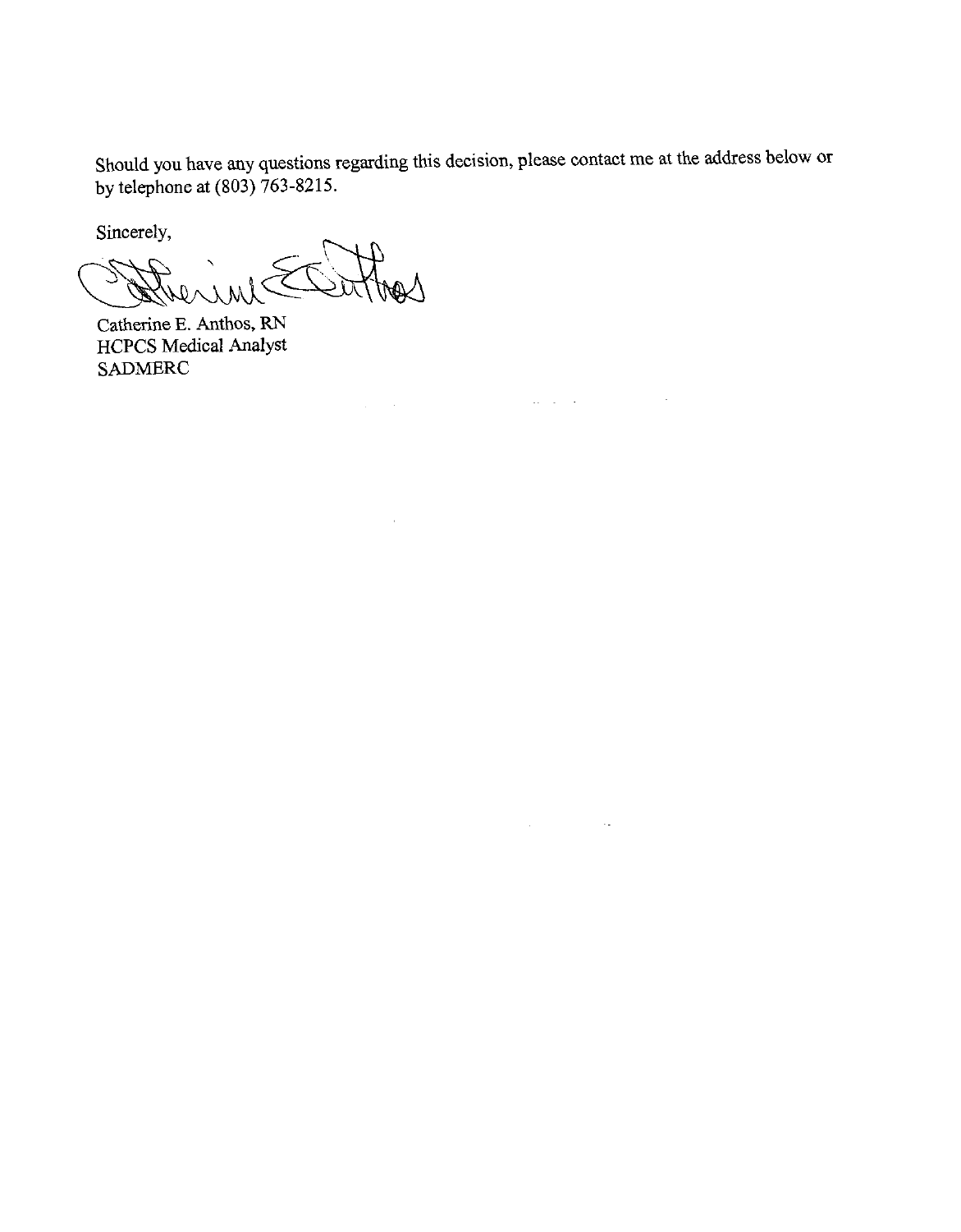Should you have any questions regarding this decision, please contact me at the address below or by telephone at (803) 763-8215.

Sincerely,

Catherine E. Anthos, RN
HCPCS Medical Analyst
SADMERC